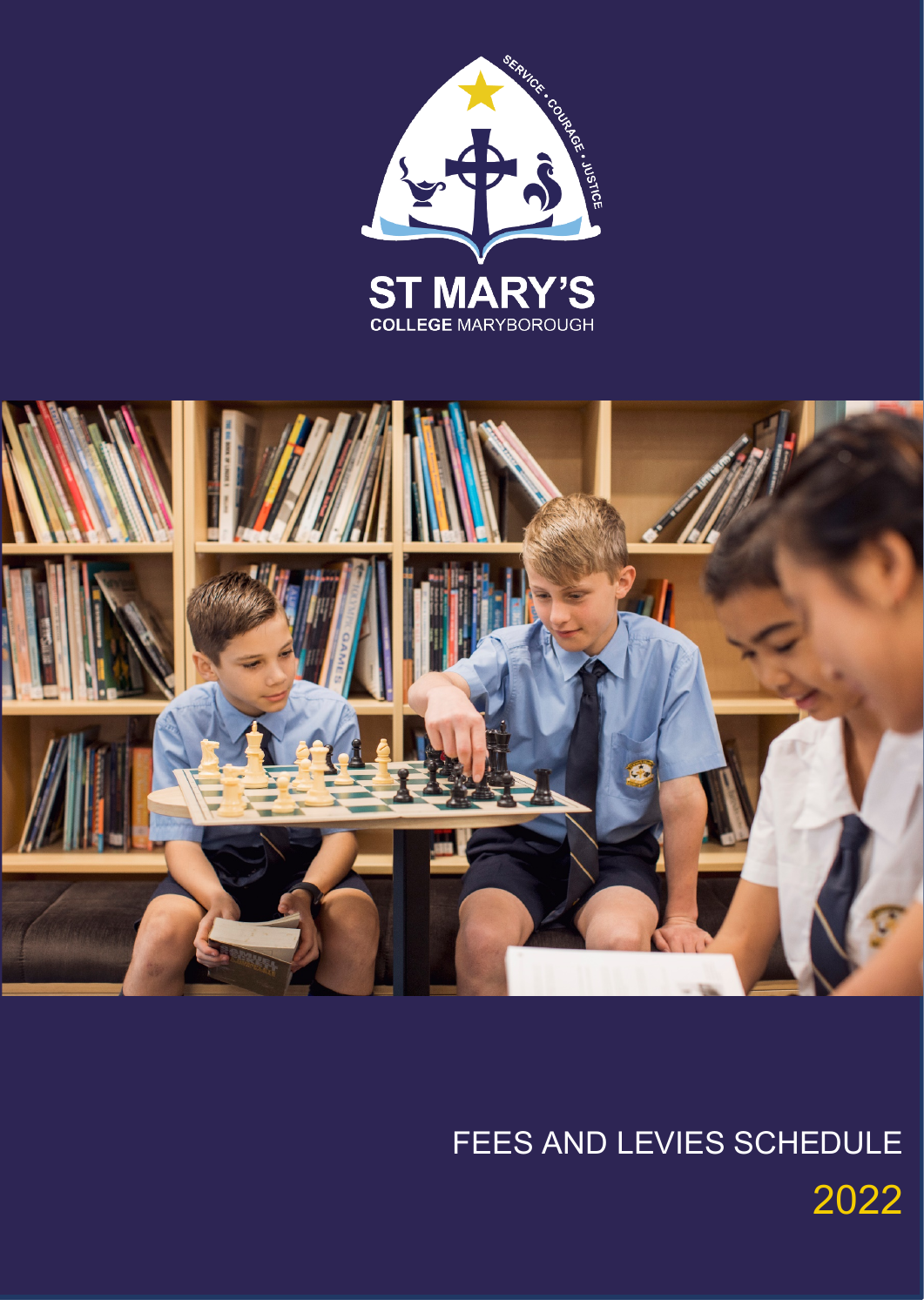SERVICE • COURAGE • JUSTICE

# ST MARY'S

**COLLEGE** MARYBOROUGH

# FEES AND LEVIES SCHEDULE

## 2022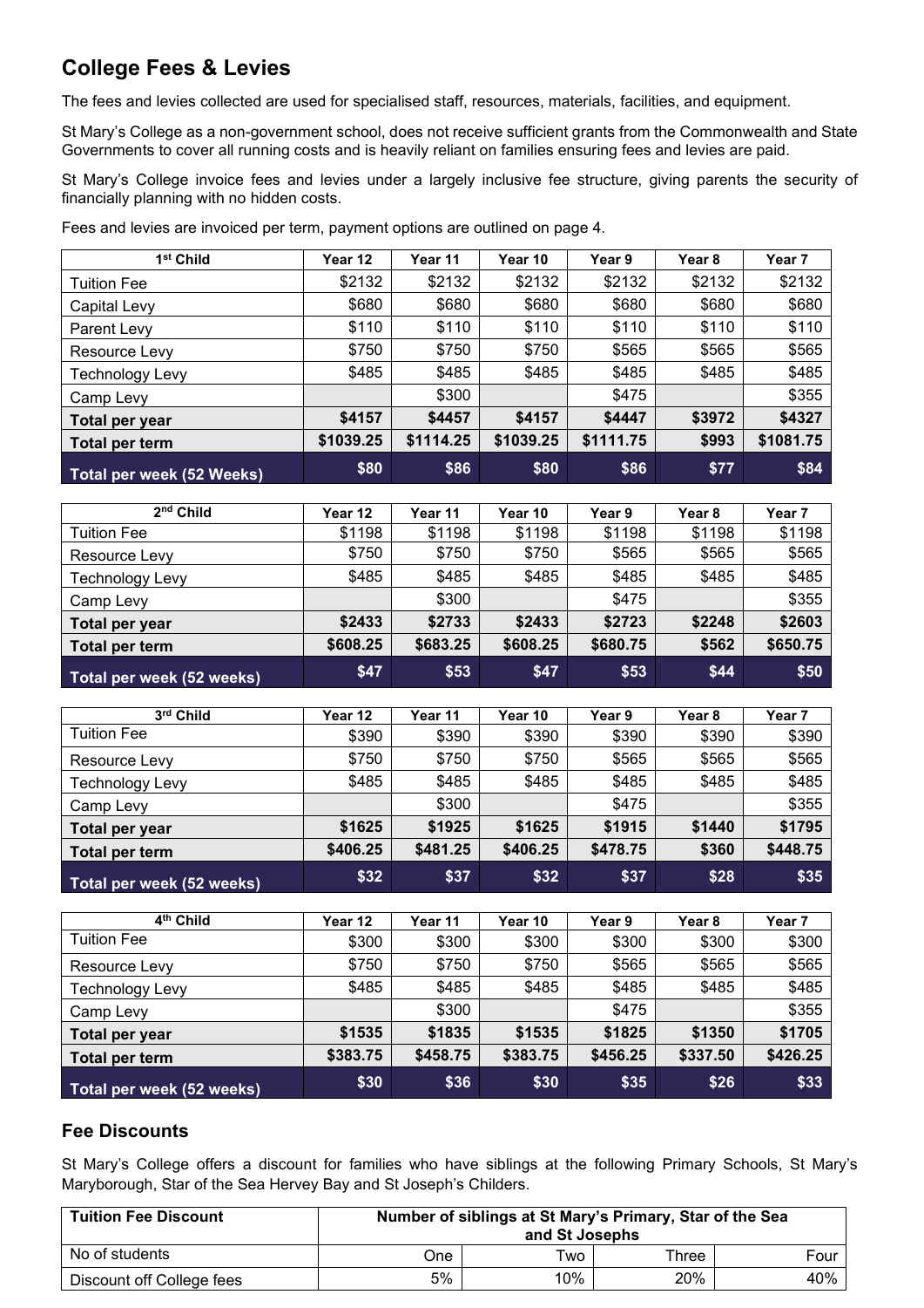## College Fees & Levies

The fees and levies collected are used for specialised staff, resources, materials, facilities, and equipment.

St Mary's College as a non-government school, does not receive sufficient grants from the Commonwealth and State Governments to cover all running costs and is heavily reliant on families ensuring fees and levies are paid.

St Mary's College invoice fees and levies under a largely inclusive fee structure, giving parents the security of financially planning with no hidden costs.

Fees and levies are invoiced per term, payment options are outlined on page 4.

| 1st Child | Year 12 | Year 11 | Year 10 | Year 9 | Year 8 | Year 7 |
|---|---|---|---|---|---|---|
| Tuition Fee | $2132 | $2132 | $2132 | $2132 | $2132 | $2132 |
| Capital Levy | $680 | $680 | $680 | $680 | $680 | $680 |
| Parent Levy | $110 | $110 | $110 | $110 | $110 | $110 |
| Resource Levy | $750 | $750 | $750 | $565 | $565 | $565 |
| Technology Levy | $485 | $485 | $485 | $485 | $485 | $485 |
| Camp Levy | | $300 | | $475 | | $355 |
| **Total per year** | **$4157** | **$4457** | **$4157** | **$4447** | **$3972** | **$4327** |
| **Total per term** | **$1039.25** | **$1114.25** | **$1039.25** | **$1111.75** | **$993** | **$1081.75** |
| **Total per week (52 Weeks)** | **$80** | **$86** | **$80** | **$86** | **$77** | **$84** |

| 2nd Child | Year 12 | Year 11 | Year 10 | Year 9 | Year 8 | Year 7 |
|---|---|---|---|---|---|---|
| Tuition Fee | $1198 | $1198 | $1198 | $1198 | $1198 | $1198 |
| Resource Levy | $750 | $750 | $750 | $565 | $565 | $565 |
| Technology Levy | $485 | $485 | $485 | $485 | $485 | $485 |
| Camp Levy | | $300 | | $475 | | $355 |
| **Total per year** | **$2433** | **$2733** | **$2433** | **$2723** | **$2248** | **$2603** |
| **Total per term** | **$608.25** | **$683.25** | **$608.25** | **$680.75** | **$562** | **$650.75** |
| **Total per week (52 weeks)** | **$47** | **$53** | **$47** | **$53** | **$44** | **$50** |

| 3rd Child | Year 12 | Year 11 | Year 10 | Year 9 | Year 8 | Year 7 |
|---|---|---|---|---|---|---|
| Tuition Fee | $390 | $390 | $390 | $390 | $390 | $390 |
| Resource Levy | $750 | $750 | $750 | $565 | $565 | $565 |
| Technology Levy | $485 | $485 | $485 | $485 | $485 | $485 |
| Camp Levy | | $300 | | $475 | | $355 |
| **Total per year** | **$1625** | **$1925** | **$1625** | **$1915** | **$1440** | **$1795** |
| **Total per term** | **$406.25** | **$481.25** | **$406.25** | **$478.75** | **$360** | **$448.75** |
| **Total per week (52 weeks)** | **$32** | **$37** | **$32** | **$37** | **$28** | **$35** |

| 4th Child | Year 12 | Year 11 | Year 10 | Year 9 | Year 8 | Year 7 |
|---|---|---|---|---|---|---|
| Tuition Fee | $300 | $300 | $300 | $300 | $300 | $300 |
| Resource Levy | $750 | $750 | $750 | $565 | $565 | $565 |
| Technology Levy | $485 | $485 | $485 | $485 | $485 | $485 |
| Camp Levy | | $300 | | $475 | | $355 |
| **Total per year** | **$1535** | **$1835** | **$1535** | **$1825** | **$1350** | **$1705** |
| **Total per term** | **$383.75** | **$458.75** | **$383.75** | **$456.25** | **$337.50** | **$426.25** |
| **Total per week (52 weeks)** | **$30** | **$36** | **$30** | **$35** | **$26** | **$33** |

## Fee Discounts

St Mary's College offers a discount for families who have siblings at the following Primary Schools, St Mary's Maryborough, Star of the Sea Hervey Bay and St Joseph's Childers.

| **Tuition Fee Discount** | **Number of siblings at St Mary's Primary, Star of the Sea and St Josephs** | | | |
|---|---|---|---|---|
| No of students | One | Two | Three | Four |
| Discount off College fees | 5% | 10% | 20% | 40% |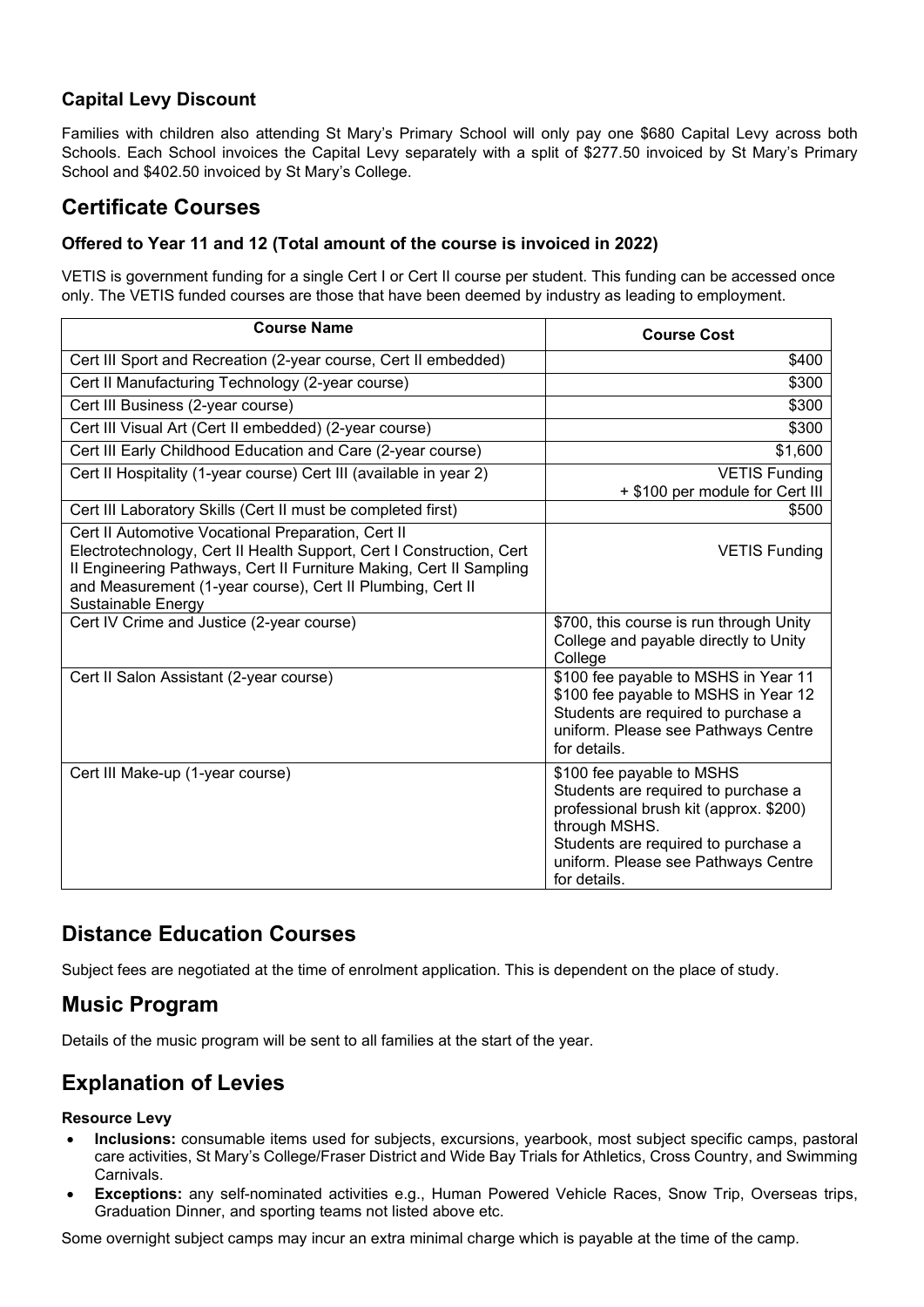### Capital Levy Discount

Families with children also attending St Mary's Primary School will only pay one $680 Capital Levy across both Schools. Each School invoices the Capital Levy separately with a split of $277.50 invoiced by St Mary's Primary School and $402.50 invoiced by St Mary's College.

## Certificate Courses

### Offered to Year 11 and 12 (Total amount of the course is invoiced in 2022)

VETIS is government funding for a single Cert I or Cert II course per student. This funding can be accessed once only. The VETIS funded courses are those that have been deemed by industry as leading to employment.

| Course Name | Course Cost |
|---|---|
| Cert III Sport and Recreation (2-year course, Cert II embedded) | $400 |
| Cert II Manufacturing Technology (2-year course) | $300 |
| Cert III Business (2-year course) | $300 |
| Cert III Visual Art (Cert II embedded) (2-year course) | $300 |
| Cert III Early Childhood Education and Care (2-year course) | $1,600 |
| Cert II Hospitality (1-year course) Cert III (available in year 2) | VETIS Funding + $100 per module for Cert III |
| Cert III Laboratory Skills (Cert II must be completed first) | $500 |
| Cert II Automotive Vocational Preparation, Cert II Electrotechnology, Cert II Health Support, Cert I Construction, Cert II Engineering Pathways, Cert II Furniture Making, Cert II Sampling and Measurement (1-year course), Cert II Plumbing, Cert II Sustainable Energy | VETIS Funding |
| Cert IV Crime and Justice (2-year course) | $700, this course is run through Unity College and payable directly to Unity College |
| Cert II Salon Assistant (2-year course) | $100 fee payable to MSHS in Year 11<br>$100 fee payable to MSHS in Year 12<br>Students are required to purchase a uniform. Please see Pathways Centre for details. |
| Cert III Make-up (1-year course) | $100 fee payable to MSHS<br>Students are required to purchase a professional brush kit (approx. $200) through MSHS.<br>Students are required to purchase a uniform. Please see Pathways Centre for details. |

## Distance Education Courses

Subject fees are negotiated at the time of enrolment application. This is dependent on the place of study.

## Music Program

Details of the music program will be sent to all families at the start of the year.

## Explanation of Levies

**Resource Levy**

- **Inclusions:** consumable items used for subjects, excursions, yearbook, most subject specific camps, pastoral care activities, St Mary's College/Fraser District and Wide Bay Trials for Athletics, Cross Country, and Swimming Carnivals.
- **Exceptions:** any self-nominated activities e.g., Human Powered Vehicle Races, Snow Trip, Overseas trips, Graduation Dinner, and sporting teams not listed above etc.

Some overnight subject camps may incur an extra minimal charge which is payable at the time of the camp.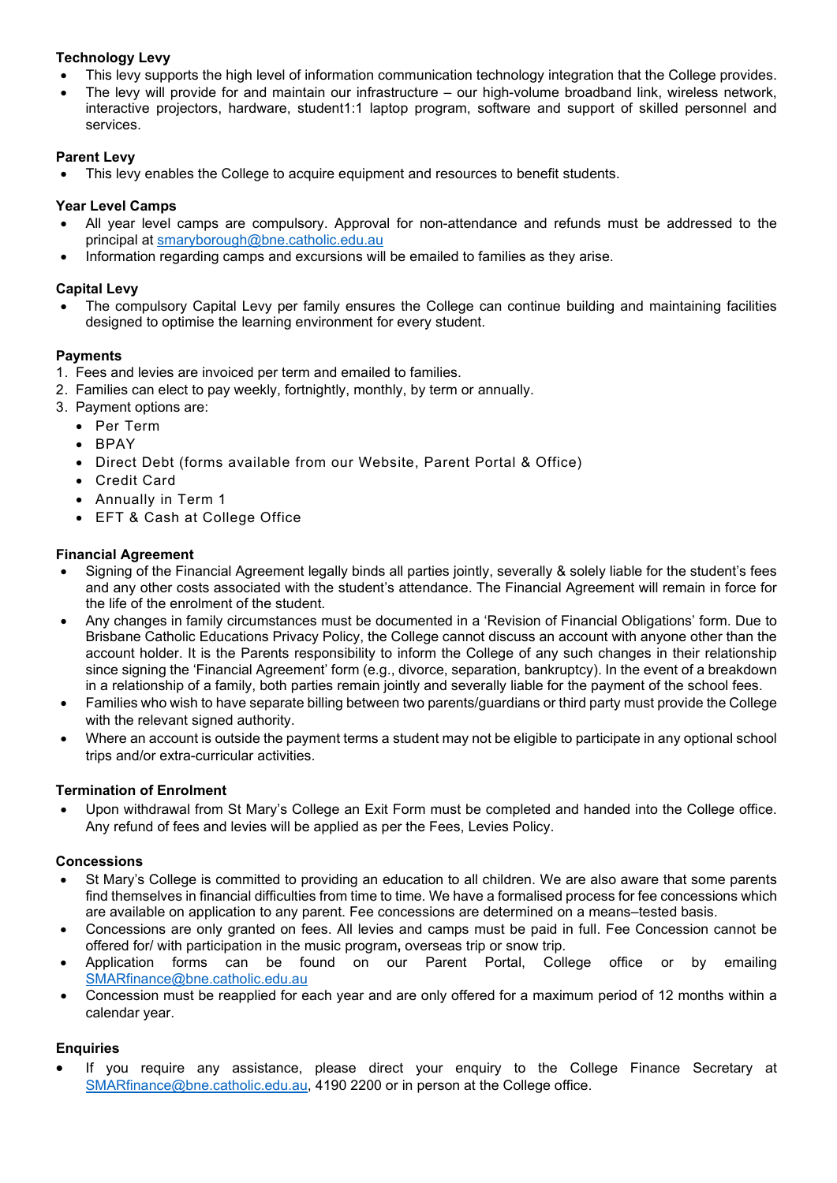**Technology Levy**

- This levy supports the high level of information communication technology integration that the College provides.
- The levy will provide for and maintain our infrastructure – our high-volume broadband link, wireless network, interactive projectors, hardware, student1:1 laptop program, software and support of skilled personnel and services.

**Parent Levy**

- This levy enables the College to acquire equipment and resources to benefit students.

**Year Level Camps**

- All year level camps are compulsory. Approval for non-attendance and refunds must be addressed to the principal at smaryborough@bne.catholic.edu.au
- Information regarding camps and excursions will be emailed to families as they arise.

**Capital Levy**

- The compulsory Capital Levy per family ensures the College can continue building and maintaining facilities designed to optimise the learning environment for every student.

**Payments**

1. Fees and levies are invoiced per term and emailed to families.
2. Families can elect to pay weekly, fortnightly, monthly, by term or annually.
3. Payment options are:
   - Per Term
   - BPAY
   - Direct Debt (forms available from our Website, Parent Portal & Office)
   - Credit Card
   - Annually in Term 1
   - EFT & Cash at College Office

**Financial Agreement**

- Signing of the Financial Agreement legally binds all parties jointly, severally & solely liable for the student's fees and any other costs associated with the student's attendance. The Financial Agreement will remain in force for the life of the enrolment of the student.
- Any changes in family circumstances must be documented in a 'Revision of Financial Obligations' form. Due to Brisbane Catholic Educations Privacy Policy, the College cannot discuss an account with anyone other than the account holder. It is the Parents responsibility to inform the College of any such changes in their relationship since signing the 'Financial Agreement' form (e.g., divorce, separation, bankruptcy). In the event of a breakdown in a relationship of a family, both parties remain jointly and severally liable for the payment of the school fees.
- Families who wish to have separate billing between two parents/guardians or third party must provide the College with the relevant signed authority.
- Where an account is outside the payment terms a student may not be eligible to participate in any optional school trips and/or extra-curricular activities.

**Termination of Enrolment**

- Upon withdrawal from St Mary's College an Exit Form must be completed and handed into the College office. Any refund of fees and levies will be applied as per the Fees, Levies Policy.

**Concessions**

- St Mary's College is committed to providing an education to all children. We are also aware that some parents find themselves in financial difficulties from time to time. We have a formalised process for fee concessions which are available on application to any parent. Fee concessions are determined on a means–tested basis.
- Concessions are only granted on fees. All levies and camps must be paid in full. Fee Concession cannot be offered for/ with participation in the music program**,** overseas trip or snow trip.
- Application forms can be found on our Parent Portal, College office or by emailing SMARfinance@bne.catholic.edu.au
- Concession must be reapplied for each year and are only offered for a maximum period of 12 months within a calendar year.

**Enquiries**

- If you require any assistance, please direct your enquiry to the College Finance Secretary at SMARfinance@bne.catholic.edu.au, 4190 2200 or in person at the College office.